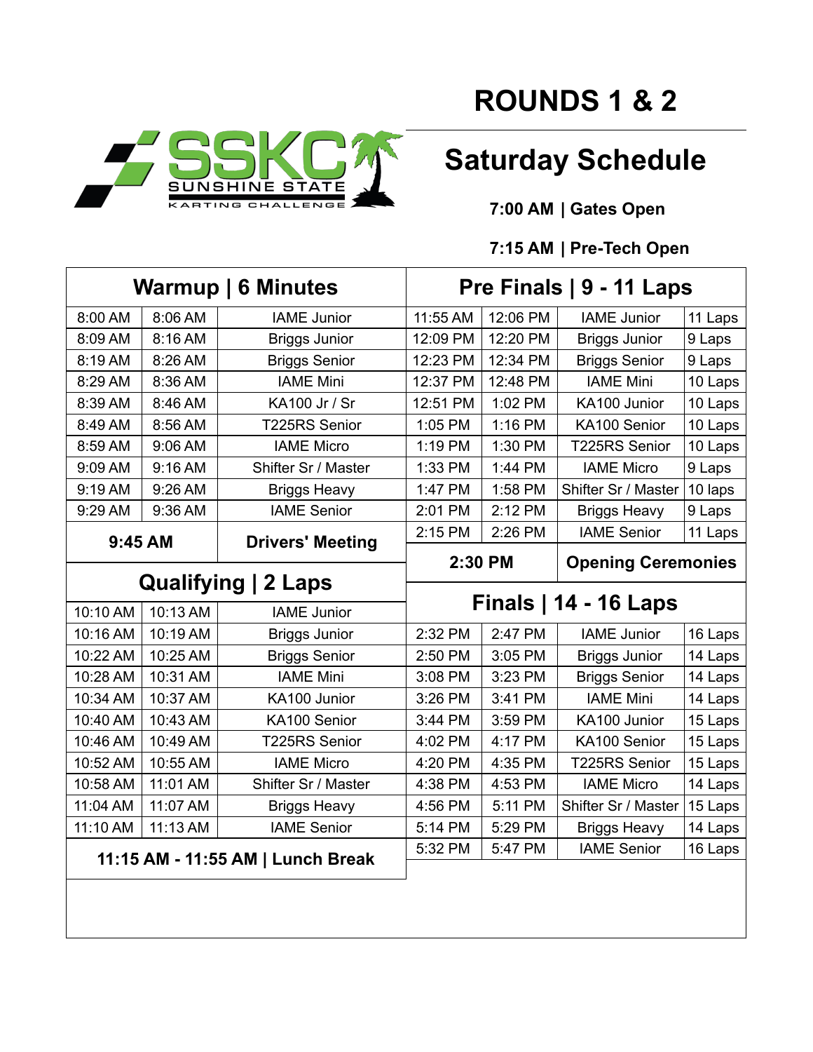SSKC SUNSHINE STATE KARTING CHALLENGE

# ROUNDS 1 & 2

## Saturday Schedule

**7:00 AM | Gates Open**

**7:15 AM | Pre-Tech Open**

### Warmup | 6 Minutes

| | | |
|---|---|---|
| 8:00 AM | 8:06 AM | IAME Junior |
| 8:09 AM | 8:16 AM | Briggs Junior |
| 8:19 AM | 8:26 AM | Briggs Senior |
| 8:29 AM | 8:36 AM | IAME Mini |
| 8:39 AM | 8:46 AM | KA100 Jr / Sr |
| 8:49 AM | 8:56 AM | T225RS Senior |
| 8:59 AM | 9:06 AM | IAME Micro |
| 9:09 AM | 9:16 AM | Shifter Sr / Master |
| 9:19 AM | 9:26 AM | Briggs Heavy |
| 9:29 AM | 9:36 AM | IAME Senior |

**9:45 AM | Drivers' Meeting**

### Qualifying | 2 Laps

| | | |
|---|---|---|
| 10:10 AM | 10:13 AM | IAME Junior |
| 10:16 AM | 10:19 AM | Briggs Junior |
| 10:22 AM | 10:25 AM | Briggs Senior |
| 10:28 AM | 10:31 AM | IAME Mini |
| 10:34 AM | 10:37 AM | KA100 Junior |
| 10:40 AM | 10:43 AM | KA100 Senior |
| 10:46 AM | 10:49 AM | T225RS Senior |
| 10:52 AM | 10:55 AM | IAME Micro |
| 10:58 AM | 11:01 AM | Shifter Sr / Master |
| 11:04 AM | 11:07 AM | Briggs Heavy |
| 11:10 AM | 11:13 AM | IAME Senior |

**11:15 AM - 11:55 AM | Lunch Break**

### Pre Finals | 9 - 11 Laps

| | | | |
|---|---|---|---|
| 11:55 AM | 12:06 PM | IAME Junior | 11 Laps |
| 12:09 PM | 12:20 PM | Briggs Junior | 9 Laps |
| 12:23 PM | 12:34 PM | Briggs Senior | 9 Laps |
| 12:37 PM | 12:48 PM | IAME Mini | 10 Laps |
| 12:51 PM | 1:02 PM | KA100 Junior | 10 Laps |
| 1:05 PM | 1:16 PM | KA100 Senior | 10 Laps |
| 1:19 PM | 1:30 PM | T225RS Senior | 10 Laps |
| 1:33 PM | 1:44 PM | IAME Micro | 9 Laps |
| 1:47 PM | 1:58 PM | Shifter Sr / Master | 10 laps |
| 2:01 PM | 2:12 PM | Briggs Heavy | 9 Laps |
| 2:15 PM | 2:26 PM | IAME Senior | 11 Laps |

**2:30 PM | Opening Ceremonies**

### Finals | 14 - 16 Laps

| | | | |
|---|---|---|---|
| 2:32 PM | 2:47 PM | IAME Junior | 16 Laps |
| 2:50 PM | 3:05 PM | Briggs Junior | 14 Laps |
| 3:08 PM | 3:23 PM | Briggs Senior | 14 Laps |
| 3:26 PM | 3:41 PM | IAME Mini | 14 Laps |
| 3:44 PM | 3:59 PM | KA100 Junior | 15 Laps |
| 4:02 PM | 4:17 PM | KA100 Senior | 15 Laps |
| 4:20 PM | 4:35 PM | T225RS Senior | 15 Laps |
| 4:38 PM | 4:53 PM | IAME Micro | 14 Laps |
| 4:56 PM | 5:11 PM | Shifter Sr / Master | 15 Laps |
| 5:14 PM | 5:29 PM | Briggs Heavy | 14 Laps |
| 5:32 PM | 5:47 PM | IAME Senior | 16 Laps |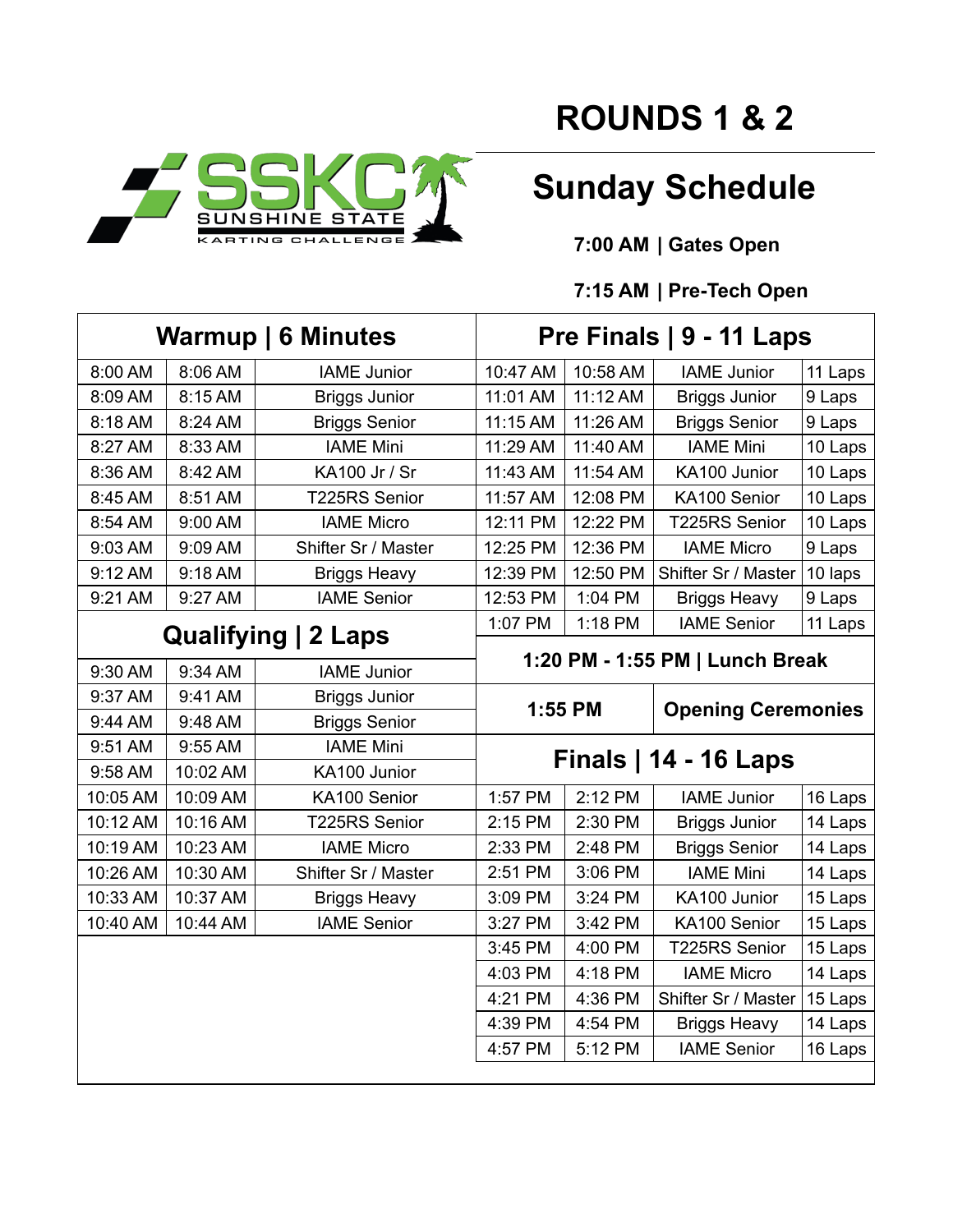SSKC
SUNSHINE STATE
KARTING CHALLENGE

# ROUNDS 1 & 2

## Sunday Schedule

**7:00 AM | Gates Open**

**7:15 AM | Pre-Tech Open**

### Warmup | 6 Minutes

| | | |
|---|---|---|
| 8:00 AM | 8:06 AM | IAME Junior |
| 8:09 AM | 8:15 AM | Briggs Junior |
| 8:18 AM | 8:24 AM | Briggs Senior |
| 8:27 AM | 8:33 AM | IAME Mini |
| 8:36 AM | 8:42 AM | KA100 Jr / Sr |
| 8:45 AM | 8:51 AM | T225RS Senior |
| 8:54 AM | 9:00 AM | IAME Micro |
| 9:03 AM | 9:09 AM | Shifter Sr / Master |
| 9:12 AM | 9:18 AM | Briggs Heavy |
| 9:21 AM | 9:27 AM | IAME Senior |

### Qualifying | 2 Laps

| | | |
|---|---|---|
| 9:30 AM | 9:34 AM | IAME Junior |
| 9:37 AM | 9:41 AM | Briggs Junior |
| 9:44 AM | 9:48 AM | Briggs Senior |
| 9:51 AM | 9:55 AM | IAME Mini |
| 9:58 AM | 10:02 AM | KA100 Junior |
| 10:05 AM | 10:09 AM | KA100 Senior |
| 10:12 AM | 10:16 AM | T225RS Senior |
| 10:19 AM | 10:23 AM | IAME Micro |
| 10:26 AM | 10:30 AM | Shifter Sr / Master |
| 10:33 AM | 10:37 AM | Briggs Heavy |
| 10:40 AM | 10:44 AM | IAME Senior |

### Pre Finals | 9 - 11 Laps

| | | | |
|---|---|---|---|
| 10:47 AM | 10:58 AM | IAME Junior | 11 Laps |
| 11:01 AM | 11:12 AM | Briggs Junior | 9 Laps |
| 11:15 AM | 11:26 AM | Briggs Senior | 9 Laps |
| 11:29 AM | 11:40 AM | IAME Mini | 10 Laps |
| 11:43 AM | 11:54 AM | KA100 Junior | 10 Laps |
| 11:57 AM | 12:08 PM | KA100 Senior | 10 Laps |
| 12:11 PM | 12:22 PM | T225RS Senior | 10 Laps |
| 12:25 PM | 12:36 PM | IAME Micro | 9 Laps |
| 12:39 PM | 12:50 PM | Shifter Sr / Master | 10 laps |
| 12:53 PM | 1:04 PM | Briggs Heavy | 9 Laps |
| 1:07 PM | 1:18 PM | IAME Senior | 11 Laps |

**1:20 PM - 1:55 PM | Lunch Break**

**1:55 PM** | **Opening Ceremonies**

### Finals | 14 - 16 Laps

| | | | |
|---|---|---|---|
| 1:57 PM | 2:12 PM | IAME Junior | 16 Laps |
| 2:15 PM | 2:30 PM | Briggs Junior | 14 Laps |
| 2:33 PM | 2:48 PM | Briggs Senior | 14 Laps |
| 2:51 PM | 3:06 PM | IAME Mini | 14 Laps |
| 3:09 PM | 3:24 PM | KA100 Junior | 15 Laps |
| 3:27 PM | 3:42 PM | KA100 Senior | 15 Laps |
| 3:45 PM | 4:00 PM | T225RS Senior | 15 Laps |
| 4:03 PM | 4:18 PM | IAME Micro | 14 Laps |
| 4:21 PM | 4:36 PM | Shifter Sr / Master | 15 Laps |
| 4:39 PM | 4:54 PM | Briggs Heavy | 14 Laps |
| 4:57 PM | 5:12 PM | IAME Senior | 16 Laps |